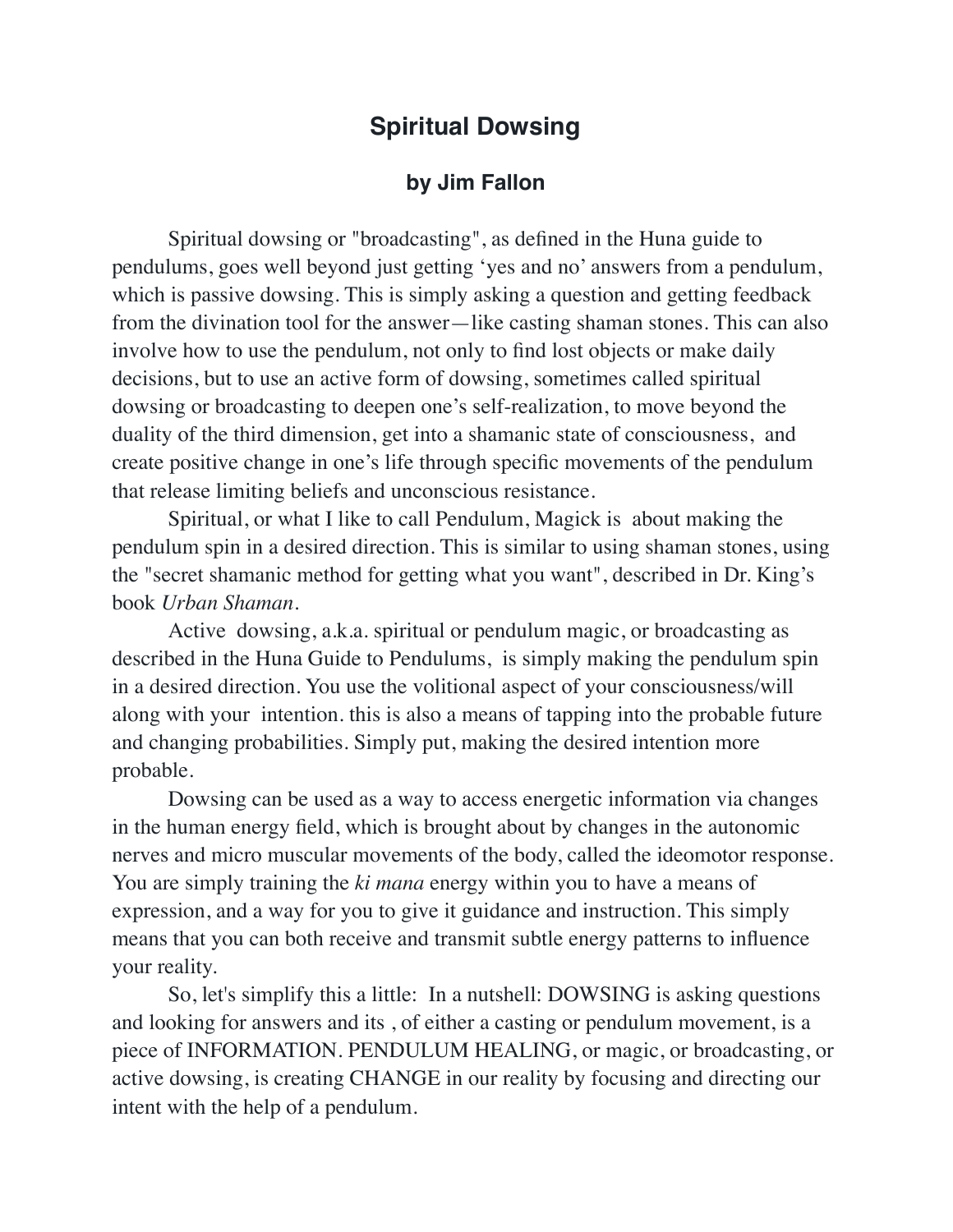# Spiritual Dowsing

### by Jim Fallon

Spiritual dowsing or "broadcasting", as defined in the Huna guide to pendulums, goes well beyond just getting 'yes and no' answers from a pendulum, which is passive dowsing. This is simply asking a question and getting feedback from the divination tool for the answer—like casting shaman stones. This can also involve how to use the pendulum, not only to find lost objects or make daily decisions, but to use an active form of dowsing, sometimes called spiritual dowsing or broadcasting to deepen one's self-realization, to move beyond the duality of the third dimension, get into a shamanic state of consciousness, and create positive change in one's life through specific movements of the pendulum that release limiting beliefs and unconscious resistance.

Spiritual, or what I like to call Pendulum, Magick is about making the pendulum spin in a desired direction. This is similar to using shaman stones, using the "secret shamanic method for getting what you want", described in Dr. King's book *Urban Shaman*.

Active dowsing, a.k.a. spiritual or pendulum magic, or broadcasting as described in the Huna Guide to Pendulums, is simply making the pendulum spin in a desired direction. You use the volitional aspect of your consciousness/will along with your intention. this is also a means of tapping into the probable future and changing probabilities. Simply put, making the desired intention more probable.

Dowsing can be used as a way to access energetic information via changes in the human energy field, which is brought about by changes in the autonomic nerves and micro muscular movements of the body, called the ideomotor response. You are simply training the *ki mana* energy within you to have a means of expression, and a way for you to give it guidance and instruction. This simply means that you can both receive and transmit subtle energy patterns to influence your reality.

So, let's simplify this a little: In a nutshell: DOWSING is asking questions and looking for answers and its , of either a casting or pendulum movement, is a piece of INFORMATION. PENDULUM HEALING, or magic, or broadcasting, or active dowsing, is creating CHANGE in our reality by focusing and directing our intent with the help of a pendulum.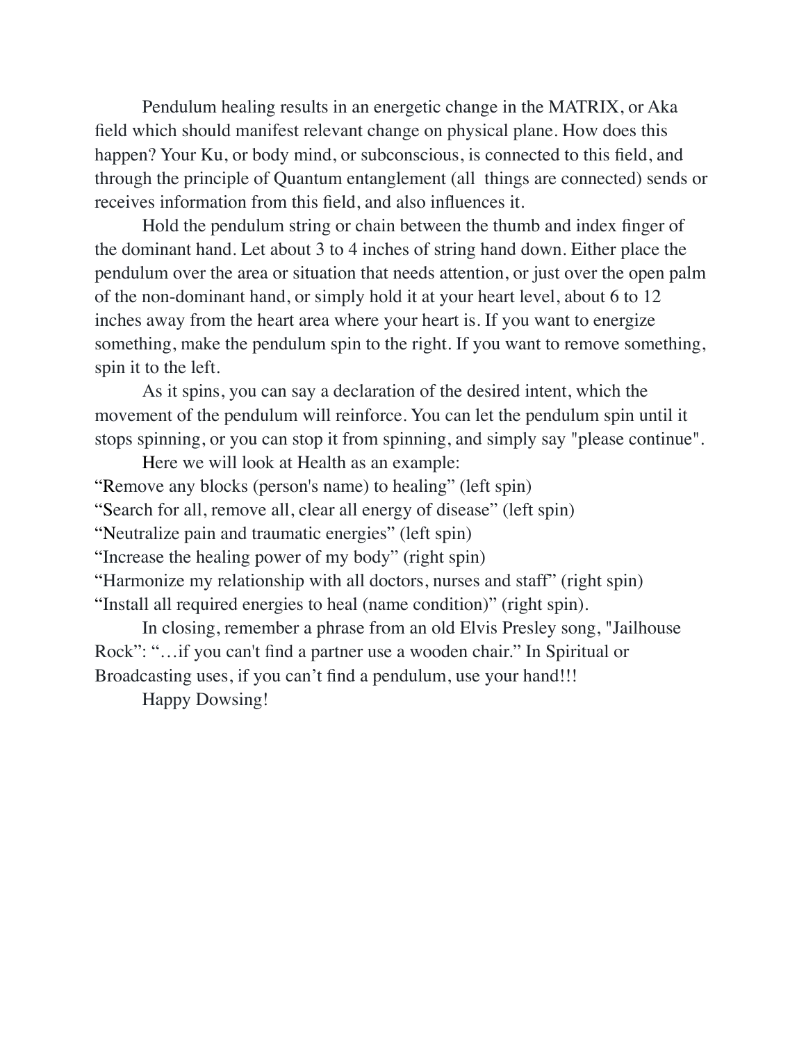Pendulum healing results in an energetic change in the MATRIX, or Aka field which should manifest relevant change on physical plane. How does this happen? Your Ku, or body mind, or subconscious, is connected to this field, and through the principle of Quantum entanglement (all things are connected) sends or receives information from this field, and also influences it.

Hold the pendulum string or chain between the thumb and index finger of the dominant hand. Let about 3 to 4 inches of string hand down. Either place the pendulum over the area or situation that needs attention, or just over the open palm of the non-dominant hand, or simply hold it at your heart level, about 6 to 12 inches away from the heart area where your heart is. If you want to energize something, make the pendulum spin to the right. If you want to remove something, spin it to the left.

As it spins, you can say a declaration of the desired intent, which the movement of the pendulum will reinforce. You can let the pendulum spin until it stops spinning, or you can stop it from spinning, and simply say "please continue".

Here we will look at Health as an example:

"Remove any blocks (person's name) to healing" (left spin)
"Search for all, remove all, clear all energy of disease" (left spin)
"Neutralize pain and traumatic energies" (left spin)
"Increase the healing power of my body" (right spin)
"Harmonize my relationship with all doctors, nurses and staff" (right spin)
"Install all required energies to heal (name condition)" (right spin).

In closing, remember a phrase from an old Elvis Presley song, "Jailhouse Rock": "…if you can't find a partner use a wooden chair." In Spiritual or Broadcasting uses, if you can't find a pendulum, use your hand!!!

Happy Dowsing!